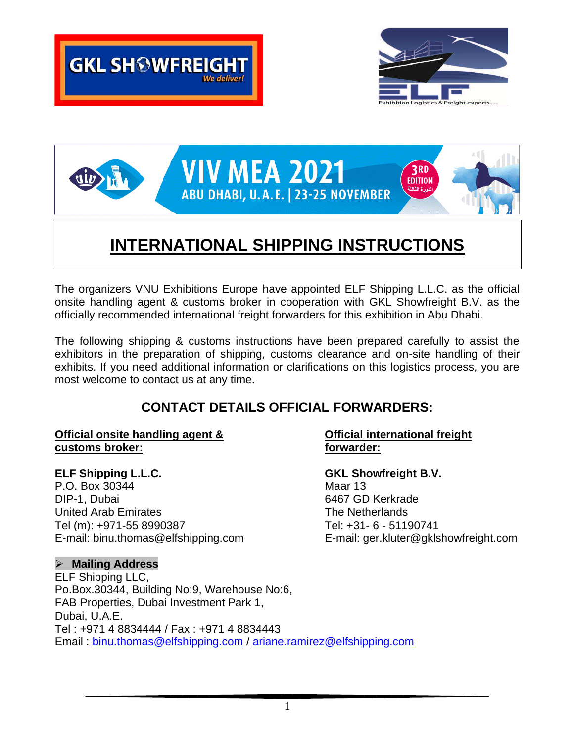# INTERNATIONAL SHIPPING INSTRUCTIONS

The organizers VNU Exhibitions Europe have appointed ELF Shipping L.L.C. as the official onsite handling agent & customs broker in cooperation with GKL Showfreight B.V. as the officially recommended international freight forwarders for this exhibition in Abu Dhabi.

The following shipping & customs instructions have been prepared carefully to assist the exhibitors in the preparation of shipping, customs clearance and on-site handling of their exhibits. If you need additional information or clarifications on this logistics process, you are most welcome to contact us at any time.

## CONTACT DETAILS OFFICIAL FORWARDERS:

**Official onsite handling agent & customs broker:**

**ELF Shipping L.L.C.**
P.O. Box 30344
DIP-1, Dubai
United Arab Emirates
Tel (m): +971-55 8990387
E-mail: binu.thomas@elfshipping.com

**Official international freight forwarder:**

**GKL Showfreight B.V.**
Maar 13
6467 GD Kerkrade
The Netherlands
Tel: +31- 6 - 51190741
E-mail: ger.kluter@gklshowfreight.com

- **Mailing Address**

ELF Shipping LLC,
Po.Box.30344, Building No:9, Warehouse No:6,
FAB Properties, Dubai Investment Park 1,
Dubai, U.A.E.
Tel : +971 4 8834444 / Fax : +971 4 8834443
Email : binu.thomas@elfshipping.com / ariane.ramirez@elfshipping.com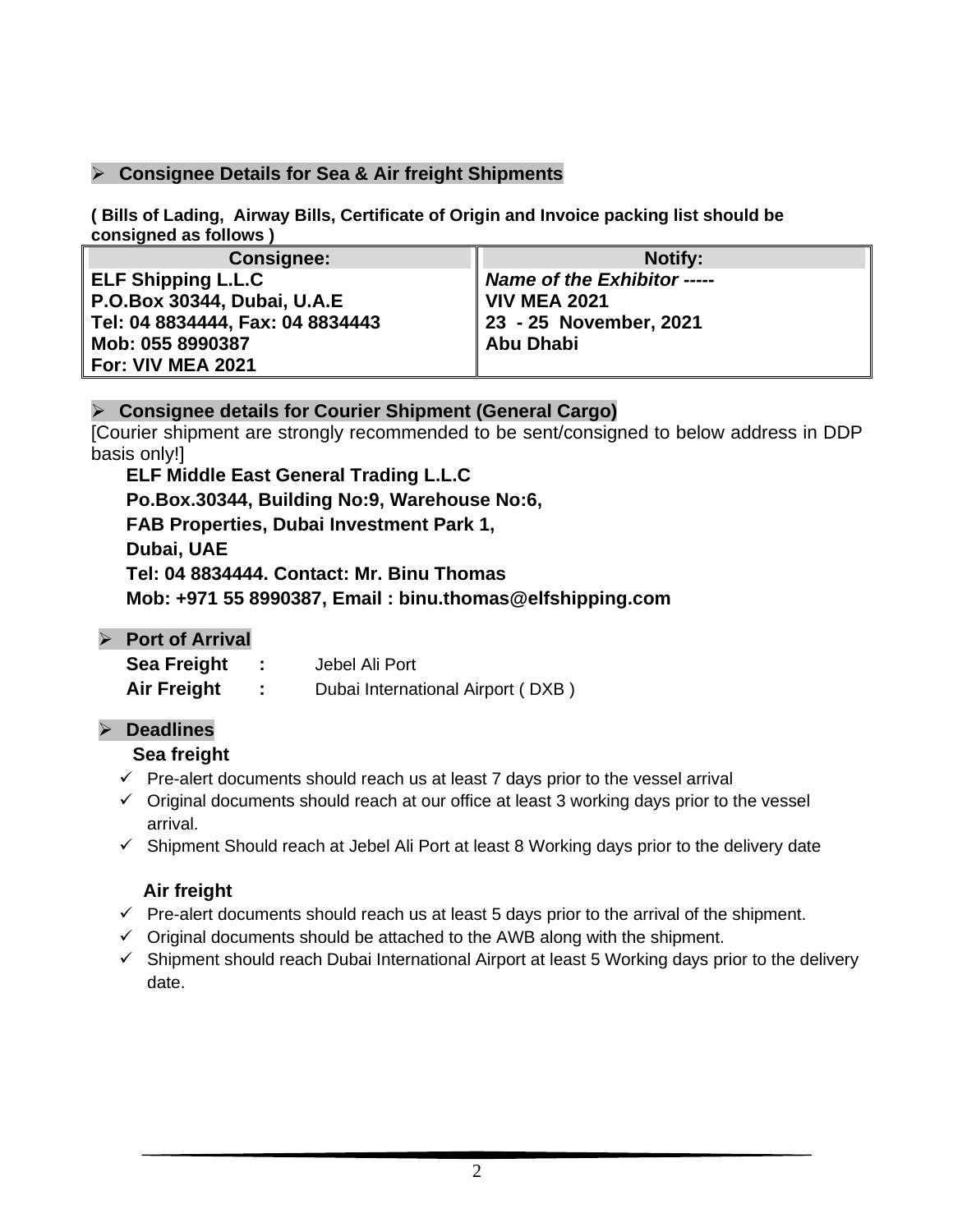## ➢ Consignee Details for Sea & Air freight Shipments

**( Bills of Lading, Airway Bills, Certificate of Origin and Invoice packing list should be consigned as follows )**

| Consignee: | Notify: |
|---|---|
| **ELF Shipping L.L.C**<br>**P.O.Box 30344, Dubai, U.A.E**<br>**Tel: 04 8834444, Fax: 04 8834443**<br>**Mob: 055 8990387**<br>**For: VIV MEA 2021** | ***Name of the Exhibitor -----***<br>**VIV MEA 2021**<br>**23 - 25 November, 2021**<br>**Abu Dhabi** |

## ➢ Consignee details for Courier Shipment (General Cargo)

[Courier shipment are strongly recommended to be sent/consigned to below address in DDP basis only!]

**ELF Middle East General Trading L.L.C**
**Po.Box.30344, Building No:9, Warehouse No:6,**
**FAB Properties, Dubai Investment Park 1,**
**Dubai, UAE**
**Tel: 04 8834444. Contact: Mr. Binu Thomas**
**Mob: +971 55 8990387, Email : binu.thomas@elfshipping.com**

## ➢ Port of Arrival

**Sea Freight :** Jebel Ali Port
**Air Freight :** Dubai International Airport ( DXB )

## ➢ Deadlines

### Sea freight

- ✓ Pre-alert documents should reach us at least 7 days prior to the vessel arrival
- ✓ Original documents should reach at our office at least 3 working days prior to the vessel arrival.
- ✓ Shipment Should reach at Jebel Ali Port at least 8 Working days prior to the delivery date

### Air freight

- ✓ Pre-alert documents should reach us at least 5 days prior to the arrival of the shipment.
- ✓ Original documents should be attached to the AWB along with the shipment.
- ✓ Shipment should reach Dubai International Airport at least 5 Working days prior to the delivery date.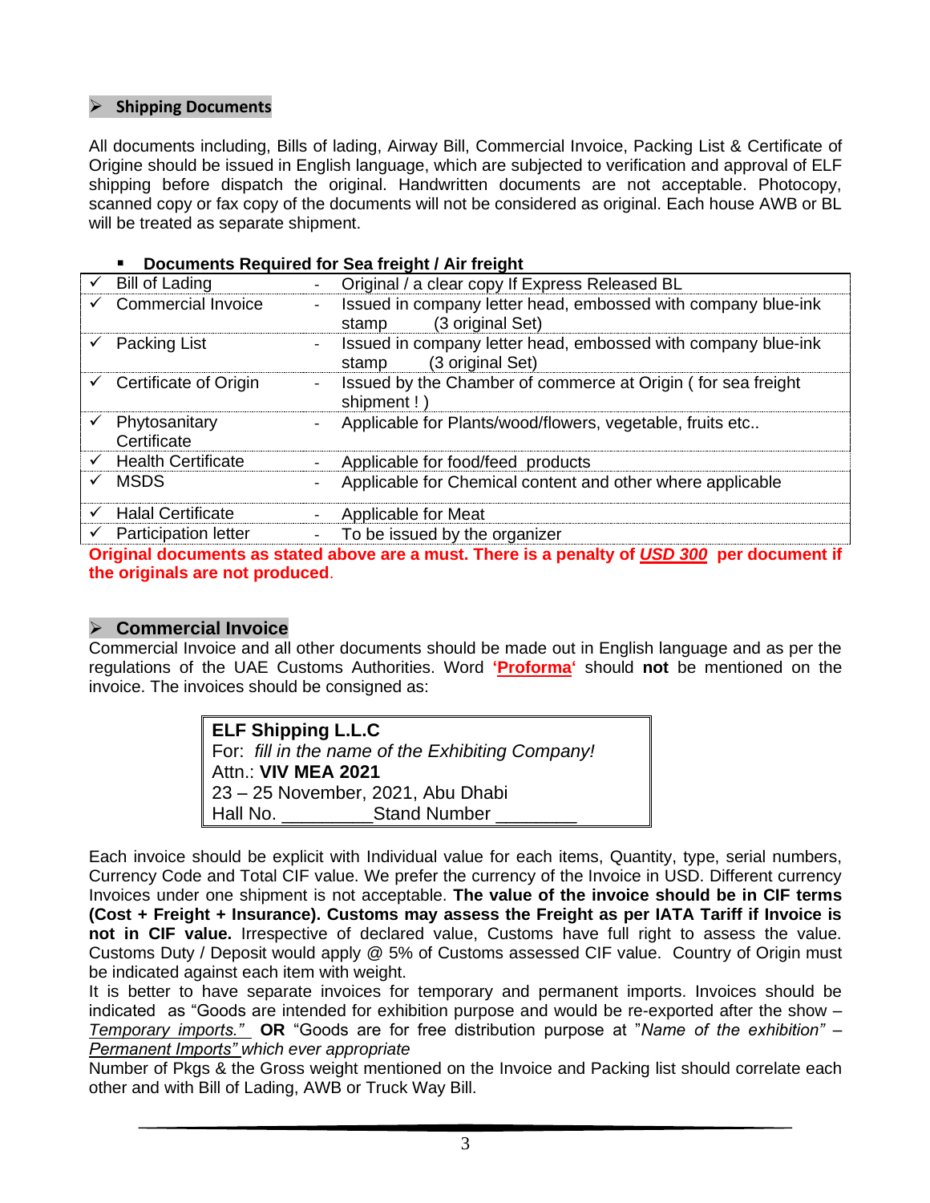## ➢ Shipping Documents

All documents including, Bills of lading, Airway Bill, Commercial Invoice, Packing List & Certificate of Origine should be issued in English language, which are subjected to verification and approval of ELF shipping before dispatch the original. Handwritten documents are not acceptable. Photocopy, scanned copy or fax copy of the documents will not be considered as original. Each house AWB or BL will be treated as separate shipment.

- **Documents Required for Sea freight / Air freight**

| Document | | Requirement |
|---|---|---|
| ✓ Bill of Lading | - | Original / a clear copy If Express Released BL |
| ✓ Commercial Invoice | - | Issued in company letter head, embossed with company blue-ink stamp (3 original Set) |
| ✓ Packing List | - | Issued in company letter head, embossed with company blue-ink stamp (3 original Set) |
| ✓ Certificate of Origin | - | Issued by the Chamber of commerce at Origin ( for sea freight shipment ! ) |
| ✓ Phytosanitary Certificate | - | Applicable for Plants/wood/flowers, vegetable, fruits etc.. |
| ✓ Health Certificate | - | Applicable for food/feed products |
| ✓ MSDS | - | Applicable for Chemical content and other where applicable |
| ✓ Halal Certificate | - | Applicable for Meat |
| ✓ Participation letter | - | To be issued by the organizer |

**Original documents as stated above are a must. There is a penalty of *USD 300* per document if the originals are not produced**.

## ➢ Commercial Invoice

Commercial Invoice and all other documents should be made out in English language and as per the regulations of the UAE Customs Authorities. Word **'Proforma'** should **not** be mentioned on the invoice. The invoices should be consigned as:

> **ELF Shipping L.L.C**
> For: *fill in the name of the Exhibiting Company!*
> Attn.: **VIV MEA 2021**
> 23 – 25 November, 2021, Abu Dhabi
> Hall No. _________Stand Number ________

Each invoice should be explicit with Individual value for each items, Quantity, type, serial numbers, Currency Code and Total CIF value. We prefer the currency of the Invoice in USD. Different currency Invoices under one shipment is not acceptable. **The value of the invoice should be in CIF terms (Cost + Freight + Insurance). Customs may assess the Freight as per IATA Tariff if Invoice is not in CIF value.** Irrespective of declared value, Customs have full right to assess the value. Customs Duty / Deposit would apply @ 5% of Customs assessed CIF value. Country of Origin must be indicated against each item with weight.

It is better to have separate invoices for temporary and permanent imports. Invoices should be indicated as "Goods are intended for exhibition purpose and would be re-exported after the show – *Temporary imports."* **OR** "Goods are for free distribution purpose at "*Name of the exhibition"* – *Permanent Imports" which ever appropriate*

Number of Pkgs & the Gross weight mentioned on the Invoice and Packing list should correlate each other and with Bill of Lading, AWB or Truck Way Bill.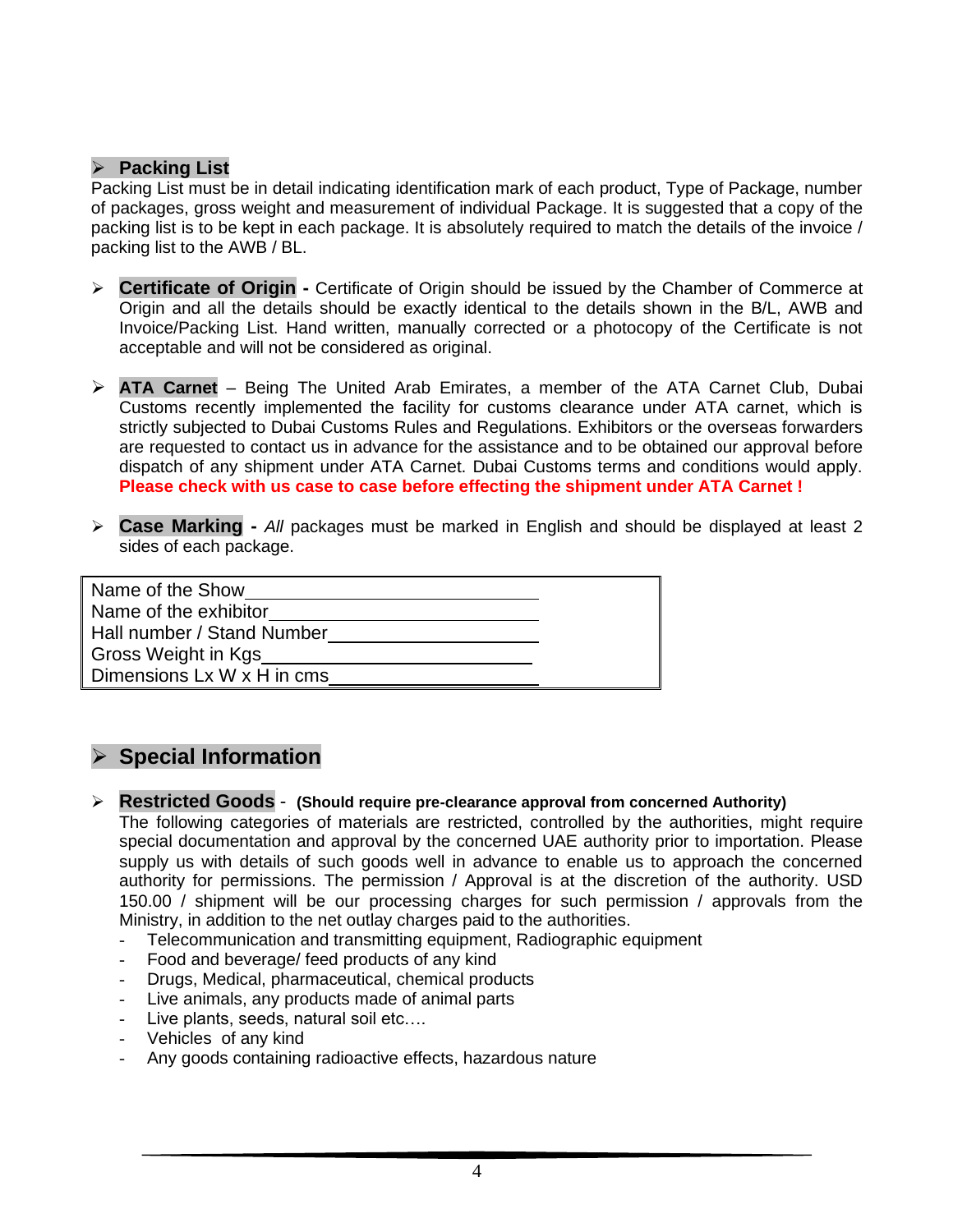- **Packing List**

Packing List must be in detail indicating identification mark of each product, Type of Package, number of packages, gross weight and measurement of individual Package. It is suggested that a copy of the packing list is to be kept in each package. It is absolutely required to match the details of the invoice / packing list to the AWB / BL.

- **Certificate of Origin -** Certificate of Origin should be issued by the Chamber of Commerce at Origin and all the details should be exactly identical to the details shown in the B/L, AWB and Invoice/Packing List. Hand written, manually corrected or a photocopy of the Certificate is not acceptable and will not be considered as original.

- **ATA Carnet** – Being The United Arab Emirates, a member of the ATA Carnet Club, Dubai Customs recently implemented the facility for customs clearance under ATA carnet, which is strictly subjected to Dubai Customs Rules and Regulations. Exhibitors or the overseas forwarders are requested to contact us in advance for the assistance and to be obtained our approval before dispatch of any shipment under ATA Carnet. Dubai Customs terms and conditions would apply. **Please check with us case to case before effecting the shipment under ATA Carnet !**

- **Case Marking -** *All* packages must be marked in English and should be displayed at least 2 sides of each package.

| |
|---|
| Name of the Show________________________ |
| Name of the exhibitor______________________ |
| Hall number / Stand Number_________________ |
| Gross Weight in Kgs_______________________ |
| Dimensions Lx W x H in cms_________________ |

## Special Information

- **Restricted Goods** - **(Should require pre-clearance approval from concerned Authority)**

  The following categories of materials are restricted, controlled by the authorities, might require special documentation and approval by the concerned UAE authority prior to importation. Please supply us with details of such goods well in advance to enable us to approach the concerned authority for permissions. The permission / Approval is at the discretion of the authority. USD 150.00 / shipment will be our processing charges for such permission / approvals from the Ministry, in addition to the net outlay charges paid to the authorities.

  - Telecommunication and transmitting equipment, Radiographic equipment
  - Food and beverage/ feed products of any kind
  - Drugs, Medical, pharmaceutical, chemical products
  - Live animals, any products made of animal parts
  - Live plants, seeds, natural soil etc….
  - Vehicles of any kind
  - Any goods containing radioactive effects, hazardous nature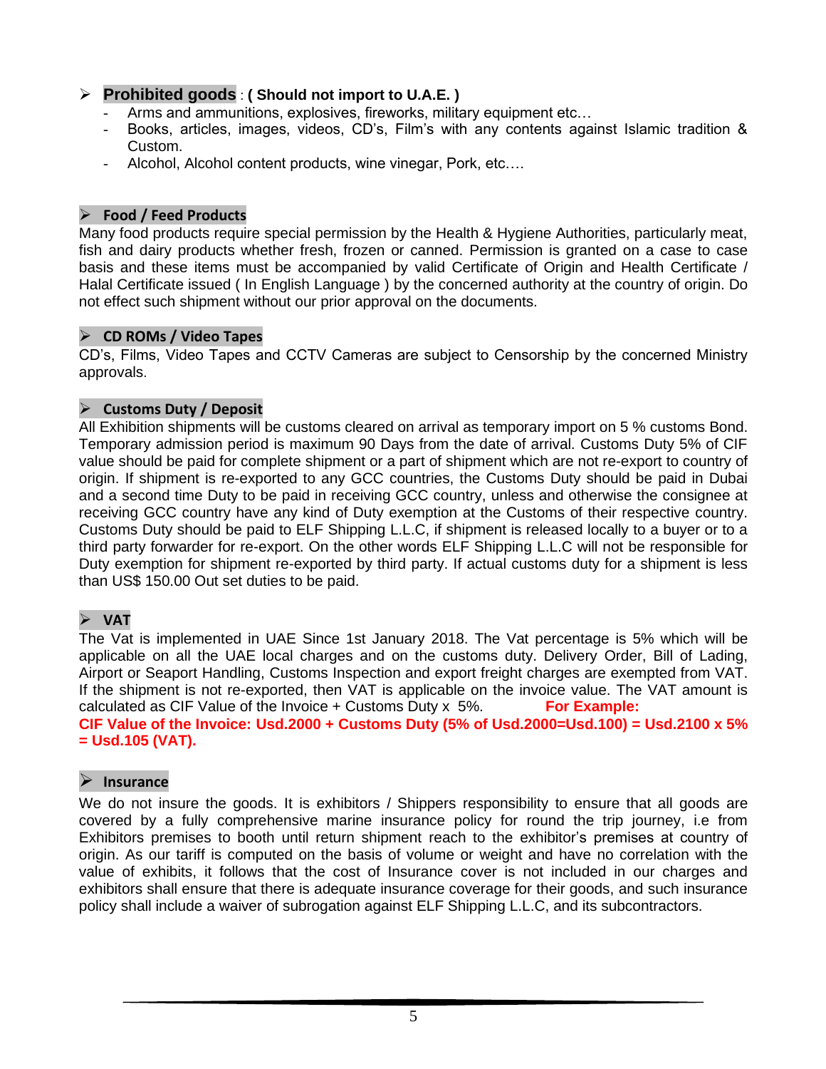## Prohibited goods : **( Should not import to U.A.E. )**

- Arms and ammunitions, explosives, fireworks, military equipment etc…
- Books, articles, images, videos, CD's, Film's with any contents against Islamic tradition & Custom.
- Alcohol, Alcohol content products, wine vinegar, Pork, etc.…

## Food / Feed Products

Many food products require special permission by the Health & Hygiene Authorities, particularly meat, fish and dairy products whether fresh, frozen or canned. Permission is granted on a case to case basis and these items must be accompanied by valid Certificate of Origin and Health Certificate / Halal Certificate issued ( In English Language ) by the concerned authority at the country of origin. Do not effect such shipment without our prior approval on the documents.

## CD ROMs / Video Tapes

CD's, Films, Video Tapes and CCTV Cameras are subject to Censorship by the concerned Ministry approvals.

## Customs Duty / Deposit

All Exhibition shipments will be customs cleared on arrival as temporary import on 5 % customs Bond. Temporary admission period is maximum 90 Days from the date of arrival. Customs Duty 5% of CIF value should be paid for complete shipment or a part of shipment which are not re-export to country of origin. If shipment is re-exported to any GCC countries, the Customs Duty should be paid in Dubai and a second time Duty to be paid in receiving GCC country, unless and otherwise the consignee at receiving GCC country have any kind of Duty exemption at the Customs of their respective country. Customs Duty should be paid to ELF Shipping L.L.C, if shipment is released locally to a buyer or to a third party forwarder for re-export. On the other words ELF Shipping L.L.C will not be responsible for Duty exemption for shipment re-exported by third party. If actual customs duty for a shipment is less than US$ 150.00 Out set duties to be paid.

## VAT

The Vat is implemented in UAE Since 1st January 2018. The Vat percentage is 5% which will be applicable on all the UAE local charges and on the customs duty. Delivery Order, Bill of Lading, Airport or Seaport Handling, Customs Inspection and export freight charges are exempted from VAT. If the shipment is not re-exported, then VAT is applicable on the invoice value. The VAT amount is calculated as CIF Value of the Invoice + Customs Duty x 5%. **For Example:**
**CIF Value of the Invoice: Usd.2000 + Customs Duty (5% of Usd.2000=Usd.100) = Usd.2100 x 5% = Usd.105 (VAT).**

## Insurance

We do not insure the goods. It is exhibitors / Shippers responsibility to ensure that all goods are covered by a fully comprehensive marine insurance policy for round the trip journey, i.e from Exhibitors premises to booth until return shipment reach to the exhibitor's premises at country of origin. As our tariff is computed on the basis of volume or weight and have no correlation with the value of exhibits, it follows that the cost of Insurance cover is not included in our charges and exhibitors shall ensure that there is adequate insurance coverage for their goods, and such insurance policy shall include a waiver of subrogation against ELF Shipping L.L.C, and its subcontractors.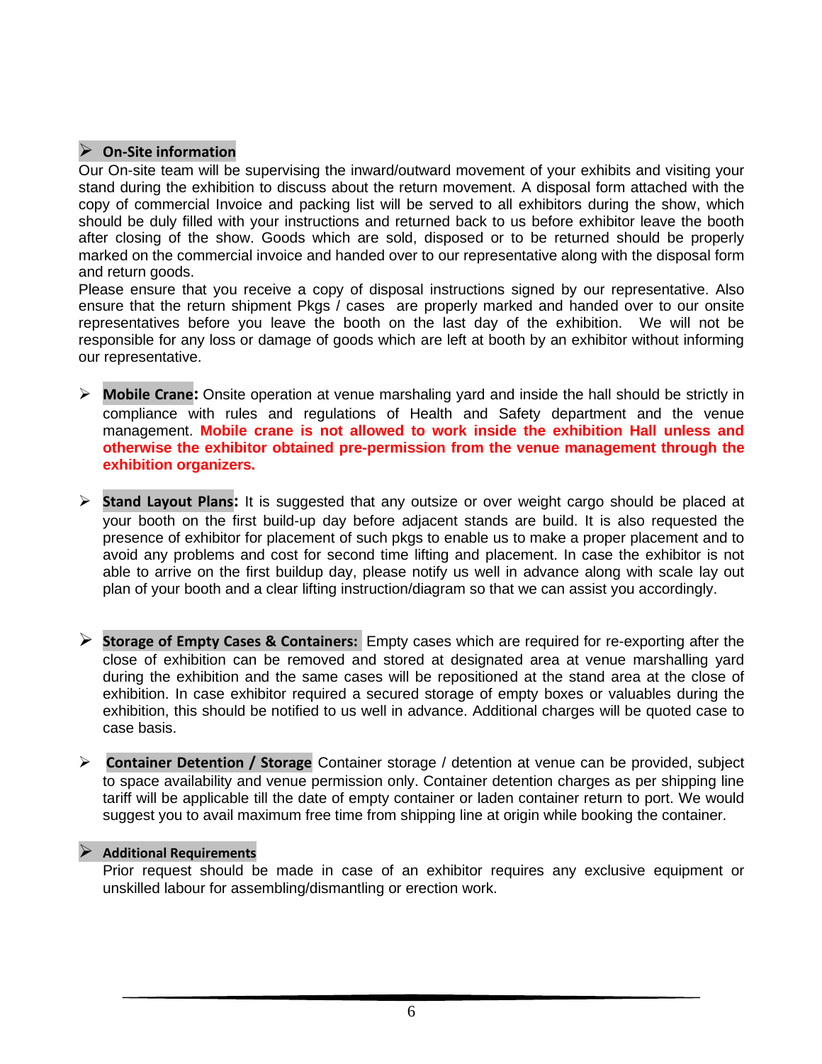- **On-Site information**

Our On-site team will be supervising the inward/outward movement of your exhibits and visiting your stand during the exhibition to discuss about the return movement. A disposal form attached with the copy of commercial Invoice and packing list will be served to all exhibitors during the show, which should be duly filled with your instructions and returned back to us before exhibitor leave the booth after closing of the show. Goods which are sold, disposed or to be returned should be properly marked on the commercial invoice and handed over to our representative along with the disposal form and return goods.

Please ensure that you receive a copy of disposal instructions signed by our representative. Also ensure that the return shipment Pkgs / cases are properly marked and handed over to our onsite representatives before you leave the booth on the last day of the exhibition. We will not be responsible for any loss or damage of goods which are left at booth by an exhibitor without informing our representative.

- **Mobile Crane:** Onsite operation at venue marshaling yard and inside the hall should be strictly in compliance with rules and regulations of Health and Safety department and the venue management. **Mobile crane is not allowed to work inside the exhibition Hall unless and otherwise the exhibitor obtained pre-permission from the venue management through the exhibition organizers.**

- **Stand Layout Plans:** It is suggested that any outsize or over weight cargo should be placed at your booth on the first build-up day before adjacent stands are build. It is also requested the presence of exhibitor for placement of such pkgs to enable us to make a proper placement and to avoid any problems and cost for second time lifting and placement. In case the exhibitor is not able to arrive on the first buildup day, please notify us well in advance along with scale lay out plan of your booth and a clear lifting instruction/diagram so that we can assist you accordingly.

- **Storage of Empty Cases & Containers:** Empty cases which are required for re-exporting after the close of exhibition can be removed and stored at designated area at venue marshalling yard during the exhibition and the same cases will be repositioned at the stand area at the close of exhibition. In case exhibitor required a secured storage of empty boxes or valuables during the exhibition, this should be notified to us well in advance. Additional charges will be quoted case to case basis.

- **Container Detention / Storage** Container storage / detention at venue can be provided, subject to space availability and venue permission only. Container detention charges as per shipping line tariff will be applicable till the date of empty container or laden container return to port. We would suggest you to avail maximum free time from shipping line at origin while booking the container.

- **Additional Requirements**

  Prior request should be made in case of an exhibitor requires any exclusive equipment or unskilled labour for assembling/dismantling or erection work.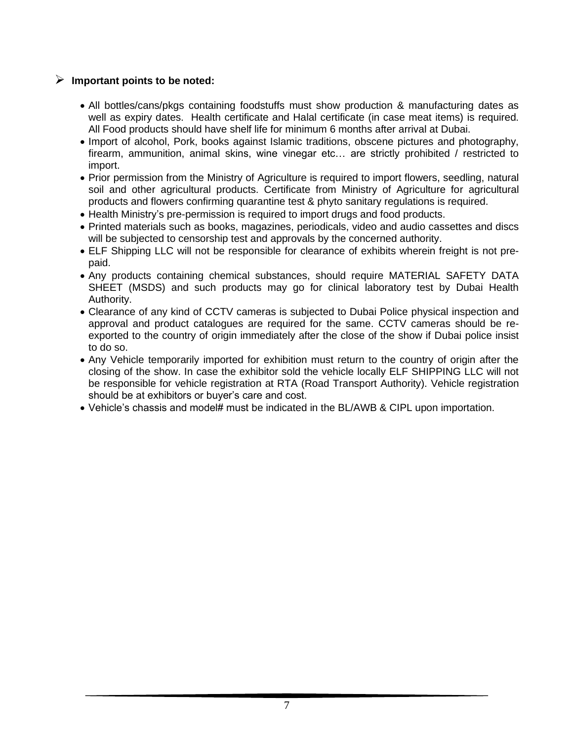- **Important points to be noted:**

  - All bottles/cans/pkgs containing foodstuffs must show production & manufacturing dates as well as expiry dates. Health certificate and Halal certificate (in case meat items) is required. All Food products should have shelf life for minimum 6 months after arrival at Dubai.
  - Import of alcohol, Pork, books against Islamic traditions, obscene pictures and photography, firearm, ammunition, animal skins, wine vinegar etc… are strictly prohibited / restricted to import.
  - Prior permission from the Ministry of Agriculture is required to import flowers, seedling, natural soil and other agricultural products. Certificate from Ministry of Agriculture for agricultural products and flowers confirming quarantine test & phyto sanitary regulations is required.
  - Health Ministry's pre-permission is required to import drugs and food products.
  - Printed materials such as books, magazines, periodicals, video and audio cassettes and discs will be subjected to censorship test and approvals by the concerned authority.
  - ELF Shipping LLC will not be responsible for clearance of exhibits wherein freight is not pre-paid.
  - Any products containing chemical substances, should require MATERIAL SAFETY DATA SHEET (MSDS) and such products may go for clinical laboratory test by Dubai Health Authority.
  - Clearance of any kind of CCTV cameras is subjected to Dubai Police physical inspection and approval and product catalogues are required for the same. CCTV cameras should be re-exported to the country of origin immediately after the close of the show if Dubai police insist to do so.
  - Any Vehicle temporarily imported for exhibition must return to the country of origin after the closing of the show. In case the exhibitor sold the vehicle locally ELF SHIPPING LLC will not be responsible for vehicle registration at RTA (Road Transport Authority). Vehicle registration should be at exhibitors or buyer's care and cost.
  - Vehicle's chassis and model# must be indicated in the BL/AWB & CIPL upon importation.